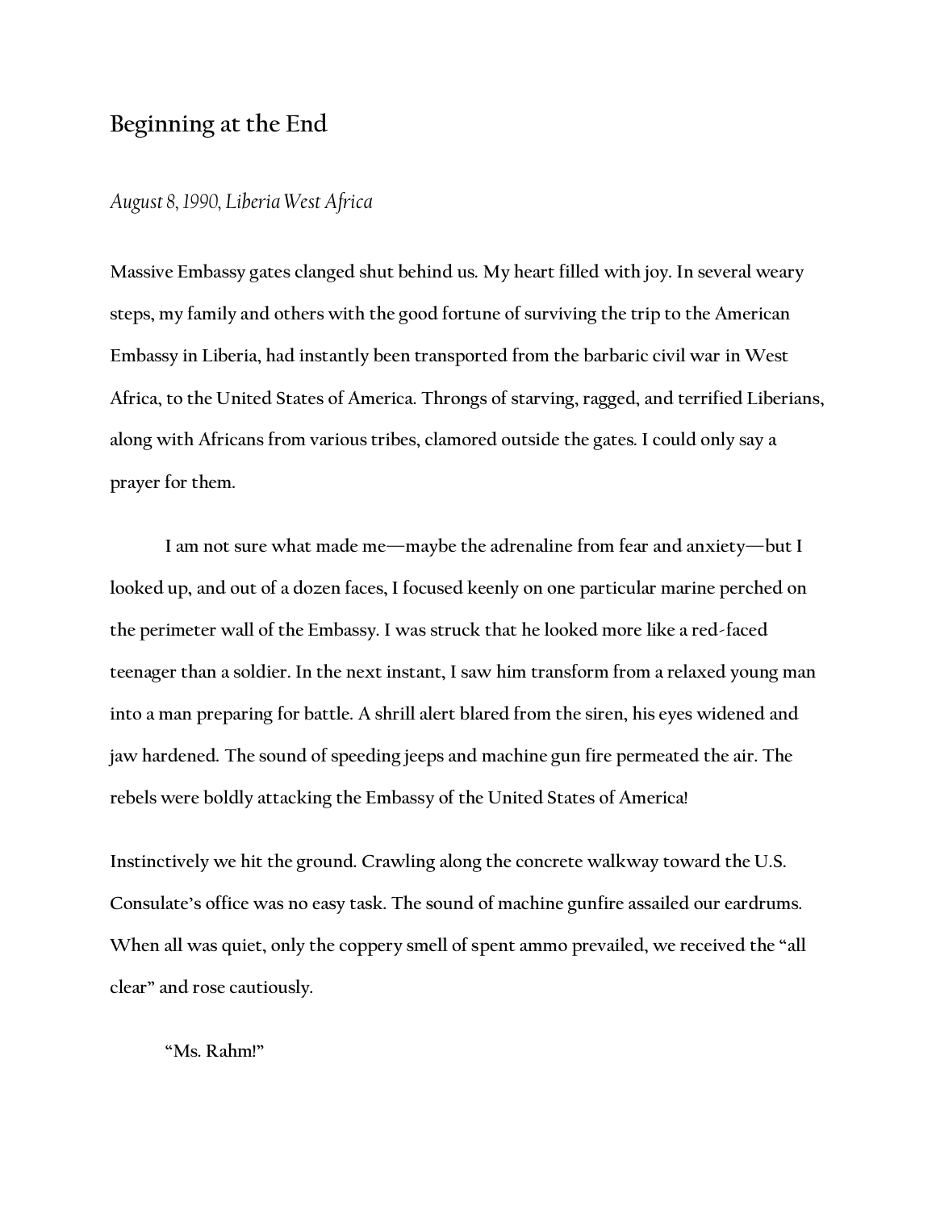# Beginning at the End

*August 8, 1990, Liberia West Africa*

Massive Embassy gates clanged shut behind us. My heart filled with joy. In several weary steps, my family and others with the good fortune of surviving the trip to the American Embassy in Liberia, had instantly been transported from the barbaric civil war in West Africa, to the United States of America. Throngs of starving, ragged, and terrified Liberians, along with Africans from various tribes, clamored outside the gates. I could only say a prayer for them.

I am not sure what made me—maybe the adrenaline from fear and anxiety—but I looked up, and out of a dozen faces, I focused keenly on one particular marine perched on the perimeter wall of the Embassy. I was struck that he looked more like a red-faced teenager than a soldier. In the next instant, I saw him transform from a relaxed young man into a man preparing for battle. A shrill alert blared from the siren, his eyes widened and jaw hardened. The sound of speeding jeeps and machine gun fire permeated the air. The rebels were boldly attacking the Embassy of the United States of America!

Instinctively we hit the ground. Crawling along the concrete walkway toward the U.S. Consulate's office was no easy task. The sound of machine gunfire assailed our eardrums. When all was quiet, only the coppery smell of spent ammo prevailed, we received the "all clear" and rose cautiously.

"Ms. Rahm!"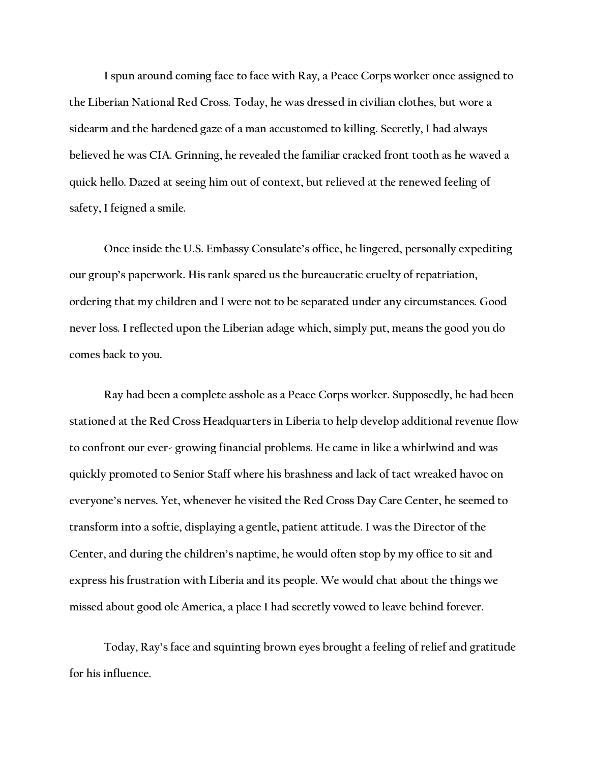I spun around coming face to face with Ray, a Peace Corps worker once assigned to the Liberian National Red Cross. Today, he was dressed in civilian clothes, but wore a sidearm and the hardened gaze of a man accustomed to killing. Secretly, I had always believed he was CIA. Grinning, he revealed the familiar cracked front tooth as he waved a quick hello. Dazed at seeing him out of context, but relieved at the renewed feeling of safety, I feigned a smile.

Once inside the U.S. Embassy Consulate's office, he lingered, personally expediting our group's paperwork. His rank spared us the bureaucratic cruelty of repatriation, ordering that my children and I were not to be separated under any circumstances. Good never loss. I reflected upon the Liberian adage which, simply put, means the good you do comes back to you.

Ray had been a complete asshole as a Peace Corps worker. Supposedly, he had been stationed at the Red Cross Headquarters in Liberia to help develop additional revenue flow to confront our ever- growing financial problems. He came in like a whirlwind and was quickly promoted to Senior Staff where his brashness and lack of tact wreaked havoc on everyone's nerves. Yet, whenever he visited the Red Cross Day Care Center, he seemed to transform into a softie, displaying a gentle, patient attitude. I was the Director of the Center, and during the children's naptime, he would often stop by my office to sit and express his frustration with Liberia and its people. We would chat about the things we missed about good ole America, a place I had secretly vowed to leave behind forever.

Today, Ray's face and squinting brown eyes brought a feeling of relief and gratitude for his influence.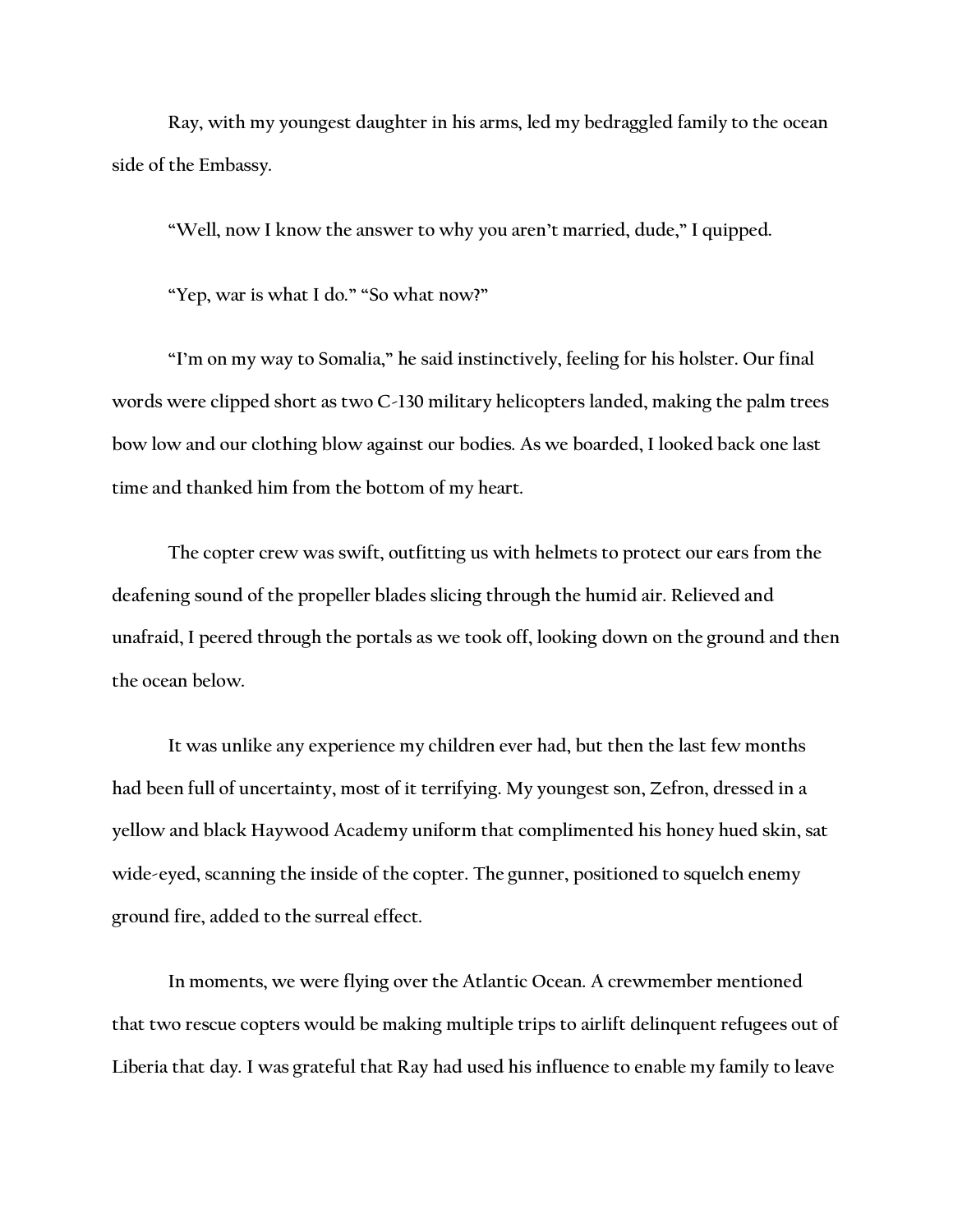Ray, with my youngest daughter in his arms, led my bedraggled family to the ocean side of the Embassy.

"Well, now I know the answer to why you aren't married, dude," I quipped.

"Yep, war is what I do." "So what now?"

"I'm on my way to Somalia," he said instinctively, feeling for his holster. Our final words were clipped short as two C-130 military helicopters landed, making the palm trees bow low and our clothing blow against our bodies. As we boarded, I looked back one last time and thanked him from the bottom of my heart.

The copter crew was swift, outfitting us with helmets to protect our ears from the deafening sound of the propeller blades slicing through the humid air. Relieved and unafraid, I peered through the portals as we took off, looking down on the ground and then the ocean below.

It was unlike any experience my children ever had, but then the last few months had been full of uncertainty, most of it terrifying. My youngest son, Zefron, dressed in a yellow and black Haywood Academy uniform that complimented his honey hued skin, sat wide-eyed, scanning the inside of the copter. The gunner, positioned to squelch enemy ground fire, added to the surreal effect.

In moments, we were flying over the Atlantic Ocean. A crewmember mentioned that two rescue copters would be making multiple trips to airlift delinquent refugees out of Liberia that day. I was grateful that Ray had used his influence to enable my family to leave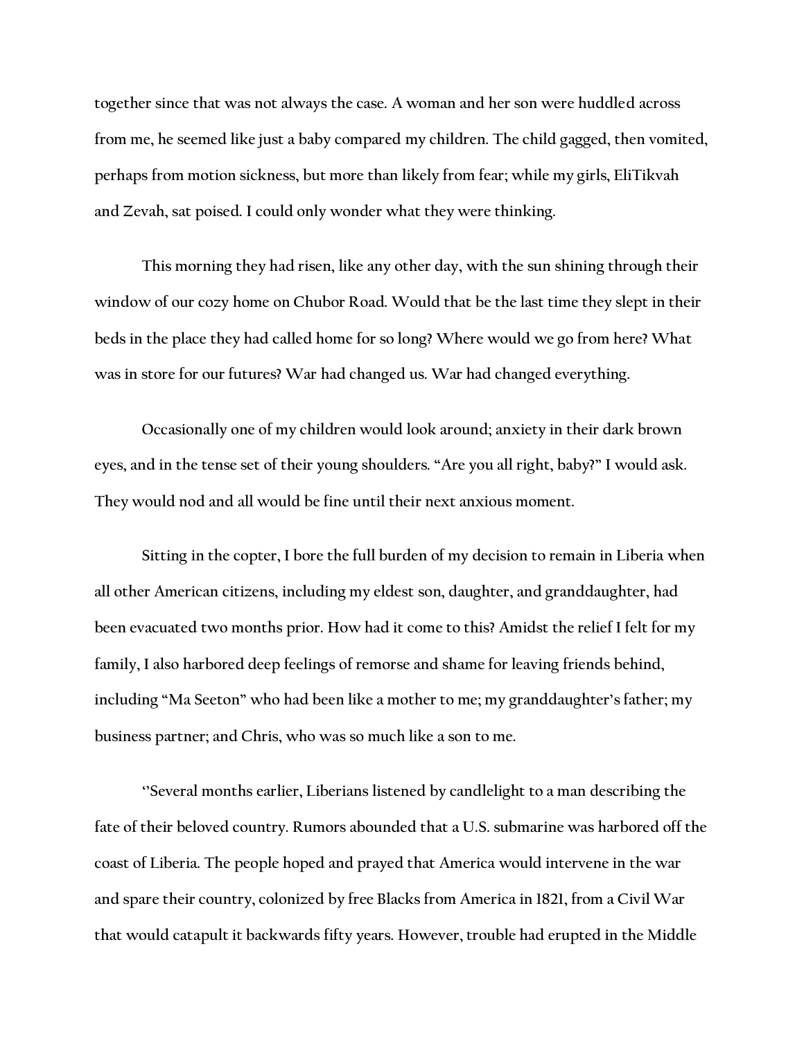together since that was not always the case. A woman and her son were huddled across from me, he seemed like just a baby compared my children. The child gagged, then vomited, perhaps from motion sickness, but more than likely from fear; while my girls, EliTikvah and Zevah, sat poised. I could only wonder what they were thinking.

This morning they had risen, like any other day, with the sun shining through their window of our cozy home on Chubor Road. Would that be the last time they slept in their beds in the place they had called home for so long? Where would we go from here? What was in store for our futures? War had changed us. War had changed everything.

Occasionally one of my children would look around; anxiety in their dark brown eyes, and in the tense set of their young shoulders. "Are you all right, baby?" I would ask. They would nod and all would be fine until their next anxious moment.

Sitting in the copter, I bore the full burden of my decision to remain in Liberia when all other American citizens, including my eldest son, daughter, and granddaughter, had been evacuated two months prior. How had it come to this? Amidst the relief I felt for my family, I also harbored deep feelings of remorse and shame for leaving friends behind, including "Ma Seeton" who had been like a mother to me; my granddaughter's father; my business partner; and Chris, who was so much like a son to me.

''Several months earlier, Liberians listened by candlelight to a man describing the fate of their beloved country. Rumors abounded that a U.S. submarine was harbored off the coast of Liberia. The people hoped and prayed that America would intervene in the war and spare their country, colonized by free Blacks from America in 1821, from a Civil War that would catapult it backwards fifty years. However, trouble had erupted in the Middle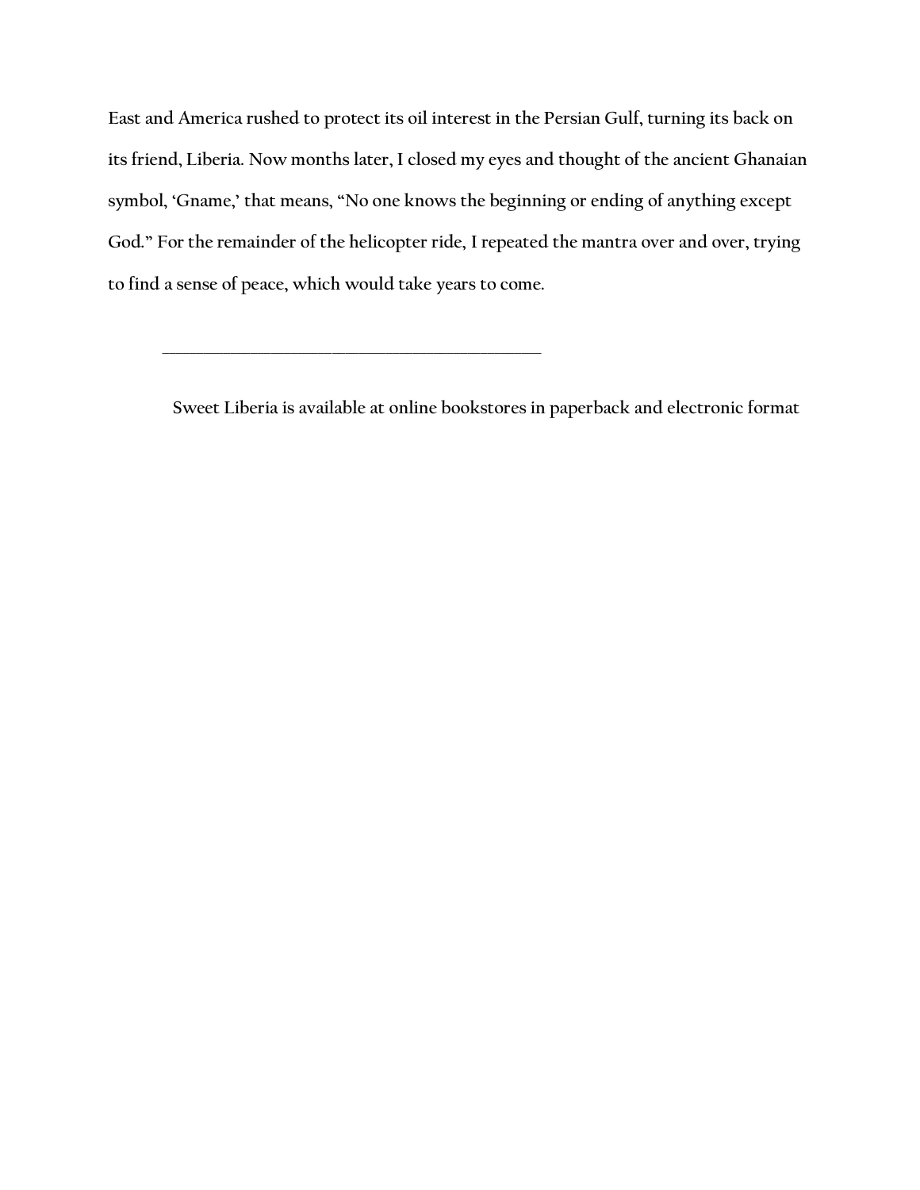East and America rushed to protect its oil interest in the Persian Gulf, turning its back on its friend, Liberia. Now months later, I closed my eyes and thought of the ancient Ghanaian symbol, 'Gname,' that means, "No one knows the beginning or ending of anything except God." For the remainder of the helicopter ride, I repeated the mantra over and over, trying to find a sense of peace, which would take years to come.

---

Sweet Liberia is available at online bookstores in paperback and electronic format